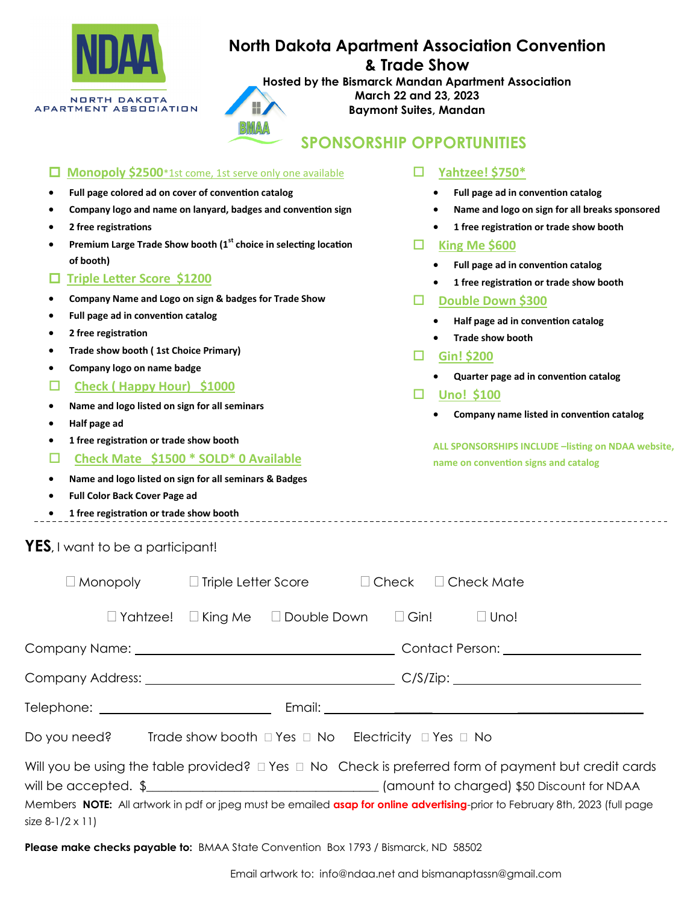NDAA
NORTH DAKOTA APARTMENT ASSOCIATION

BMAA

# North Dakota Apartment Association Convention & Trade Show

**Hosted by the Bismarck Mandan Apartment Association**
**March 22 and 23, 2023**
**Baymont Suites, Mandan**

## SPONSORSHIP OPPORTUNITIES

☐ **Monopoly $2500** *1st come, 1st serve only one available

- **Full page colored ad on cover of convention catalog**
- **Company logo and name on lanyard, badges and convention sign**
- **2 free registrations**
- **Premium Large Trade Show booth (1st choice in selecting location of booth)**

☐ **Triple Letter Score $1200**

- **Company Name and Logo on sign & badges for Trade Show**
- **Full page ad in convention catalog**
- **2 free registration**
- **Trade show booth ( 1st Choice Primary)**
- **Company logo on name badge**

☐ **Check ( Happy Hour) $1000**

- **Name and logo listed on sign for all seminars**
- **Half page ad**
- **1 free registration or trade show booth**

☐ **Check Mate $1500 * SOLD* 0 Available**

- **Name and logo listed on sign for all seminars & Badges**
- **Full Color Back Cover Page ad**
- **1 free registration or trade show booth**

☐ **Yahtzee! $750***

- **Full page ad in convention catalog**
- **Name and logo on sign for all breaks sponsored**
- **1 free registration or trade show booth**

☐ **King Me $600**

- **Full page ad in convention catalog**
- **1 free registration or trade show booth**

☐ **Double Down $300**

- **Half page ad in convention catalog**
- **Trade show booth**

☐ **Gin! $200**

- **Quarter page ad in convention catalog**

☐ **Uno! $100**

- **Company name listed in convention catalog**

**ALL SPONSORSHIPS INCLUDE –listing on NDAA website, name on convention signs and catalog**

---

**YES**, I want to be a participant!

☐ Monopoly ☐ Triple Letter Score ☐ Check ☐ Check Mate

☐ Yahtzee! ☐ King Me ☐ Double Down ☐ Gin! ☐ Uno!

Company Name: ______________________ Contact Person: ______________________

Company Address: ______________________ C/S/Zip: ______________________

Telephone: ______________________ Email: ______________________

Do you need? Trade show booth ☐ Yes ☐ No Electricity ☐ Yes ☐ No

Will you be using the table provided? ☐ Yes ☐ No Check is preferred form of payment but credit cards will be accepted. $______________________ (amount to charged) $50 Discount for NDAA Members **NOTE:** All artwork in pdf or jpeg must be emailed **asap for online advertising**-prior to February 8th, 2023 (full page size 8-1/2 x 11)

**Please make checks payable to:** BMAA State Convention Box 1793 / Bismarck, ND 58502

Email artwork to: info@ndaa.net and bismanaptassn@gmail.com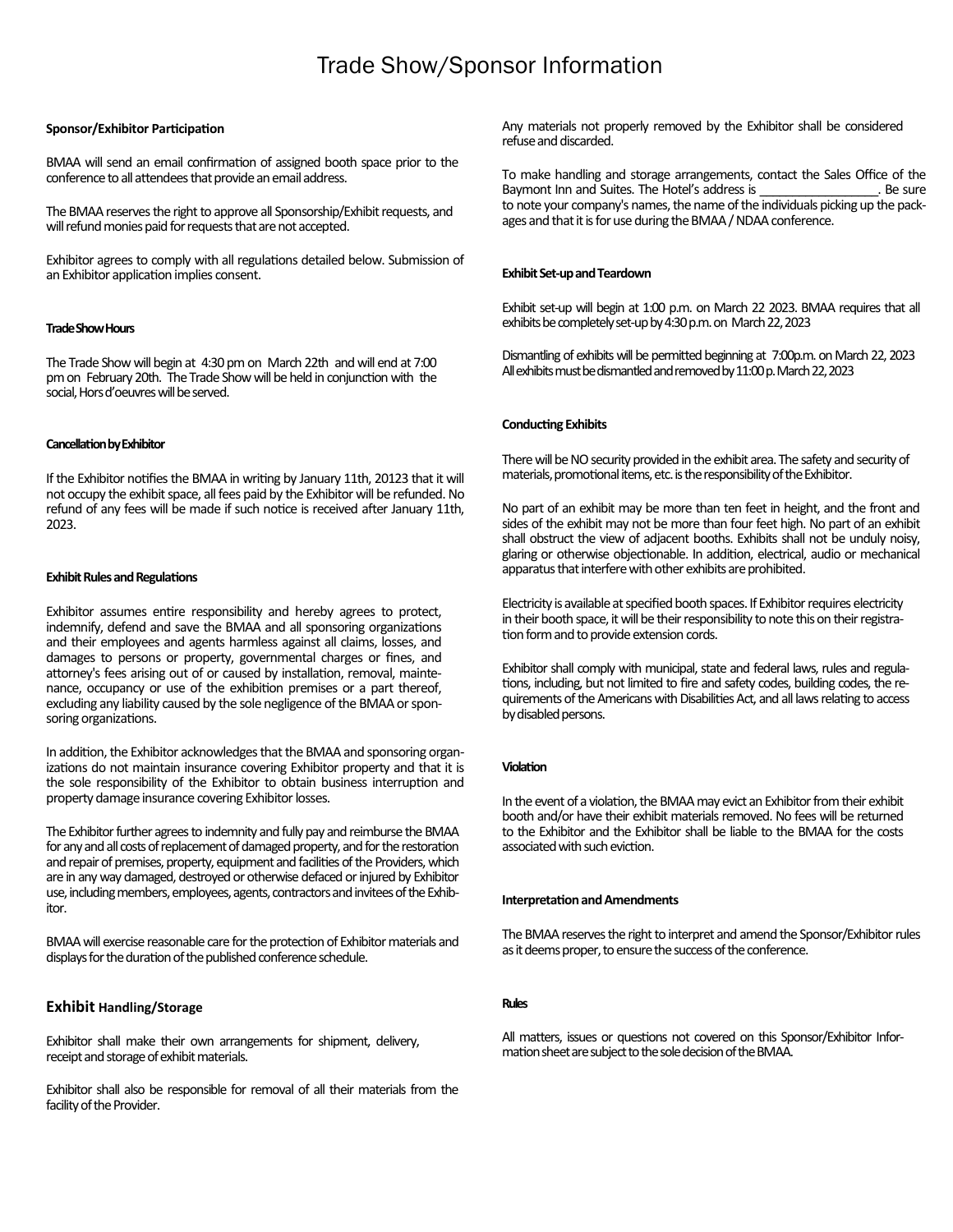# Trade Show/Sponsor Information

#### Sponsor/Exhibitor Participation

BMAA will send an email confirmation of assigned booth space prior to the conference to all attendees that provide an email address.

The BMAA reserves the right to approve all Sponsorship/Exhibit requests, and will refund monies paid for requests that are not accepted.

Exhibitor agrees to comply with all regulations detailed below. Submission of an Exhibitor application implies consent.

#### Trade Show Hours

The Trade Show will begin at 4:30 pm on March 22th and will end at 7:00 pm on February 20th. The Trade Show will be held in conjunction with the social, Hors d'oeuvres will be served.

#### Cancellation by Exhibitor

If the Exhibitor notifies the BMAA in writing by January 11th, 20123 that it will not occupy the exhibit space, all fees paid by the Exhibitor will be refunded. No refund of any fees will be made if such notice is received after January 11th, 2023.

#### Exhibit Rules and Regulations

Exhibitor assumes entire responsibility and hereby agrees to protect, indemnify, defend and save the BMAA and all sponsoring organizations and their employees and agents harmless against all claims, losses, and damages to persons or property, governmental charges or fines, and attorney's fees arising out of or caused by installation, removal, maintenance, occupancy or use of the exhibition premises or a part thereof, excluding any liability caused by the sole negligence of the BMAA or sponsoring organizations.

In addition, the Exhibitor acknowledges that the BMAA and sponsoring organizations do not maintain insurance covering Exhibitor property and that it is the sole responsibility of the Exhibitor to obtain business interruption and property damage insurance covering Exhibitor losses.

The Exhibitor further agrees to indemnity and fully pay and reimburse the BMAA for any and all costs of replacement of damaged property, and for the restoration and repair of premises, property, equipment and facilities of the Providers, which are in any way damaged, destroyed or otherwise defaced or injured by Exhibitor use, including members, employees, agents, contractors and invitees of the Exhibitor.

BMAA will exercise reasonable care for the protection of Exhibitor materials and displays for the duration of the published conference schedule.

#### Exhibit Handling/Storage

Exhibitor shall make their own arrangements for shipment, delivery, receipt and storage of exhibit materials.

Exhibitor shall also be responsible for removal of all their materials from the facility of the Provider.

Any materials not properly removed by the Exhibitor shall be considered refuse and discarded.

To make handling and storage arrangements, contact the Sales Office of the Baymont Inn and Suites. The Hotel's address is ________________. Be sure to note your company's names, the name of the individuals picking up the packages and that it is for use during the BMAA / NDAA conference.

#### Exhibit Set-up and Teardown

Exhibit set-up will begin at 1:00 p.m. on March 22 2023. BMAA requires that all exhibits be completely set-up by 4:30 p.m. on March 22, 2023

Dismantling of exhibits will be permitted beginning at 7:00p.m. on March 22, 2023 All exhibits must be dismantled and removed by 11:00 p. March 22, 2023

#### Conducting Exhibits

There will be NO security provided in the exhibit area. The safety and security of materials, promotional items, etc. is the responsibility of the Exhibitor.

No part of an exhibit may be more than ten feet in height, and the front and sides of the exhibit may not be more than four feet high. No part of an exhibit shall obstruct the view of adjacent booths. Exhibits shall not be unduly noisy, glaring or otherwise objectionable. In addition, electrical, audio or mechanical apparatus that interfere with other exhibits are prohibited.

Electricity is available at specified booth spaces. If Exhibitor requires electricity in their booth space, it will be their responsibility to note this on their registration form and to provide extension cords.

Exhibitor shall comply with municipal, state and federal laws, rules and regulations, including, but not limited to fire and safety codes, building codes, the requirements of the Americans with Disabilities Act, and all laws relating to access by disabled persons.

#### Violation

In the event of a violation, the BMAA may evict an Exhibitor from their exhibit booth and/or have their exhibit materials removed. No fees will be returned to the Exhibitor and the Exhibitor shall be liable to the BMAA for the costs associated with such eviction.

#### Interpretation and Amendments

The BMAA reserves the right to interpret and amend the Sponsor/Exhibitor rules as it deems proper, to ensure the success of the conference.

#### Rules

All matters, issues or questions not covered on this Sponsor/Exhibitor Information sheet are subject to the sole decision of the BMAA.